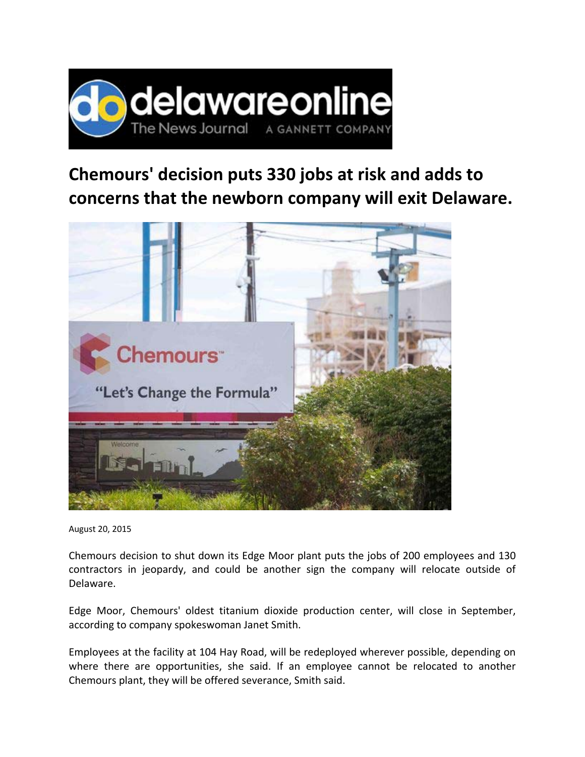# Chemours' decision puts 330 jobs at risk and adds to concerns that the newborn company will exit Delaware.

August 20, 2015

Chemours decision to shut down its Edge Moor plant puts the jobs of 200 employees and 130 contractors in jeopardy, and could be another sign the company will relocate outside of Delaware.

Edge Moor, Chemours' oldest titanium dioxide production center, will close in September, according to company spokeswoman Janet Smith.

Employees at the facility at 104 Hay Road, will be redeployed wherever possible, depending on where there are opportunities, she said. If an employee cannot be relocated to another Chemours plant, they will be offered severance, Smith said.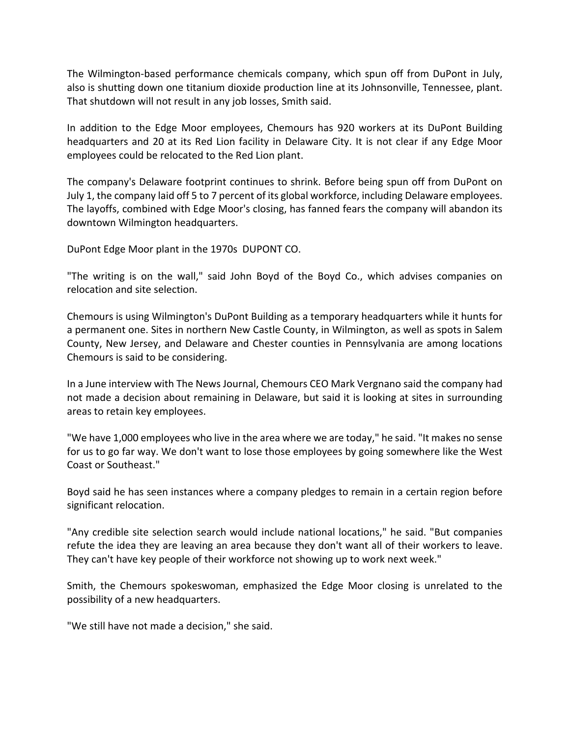The Wilmington-based performance chemicals company, which spun off from DuPont in July, also is shutting down one titanium dioxide production line at its Johnsonville, Tennessee, plant. That shutdown will not result in any job losses, Smith said.

In addition to the Edge Moor employees, Chemours has 920 workers at its DuPont Building headquarters and 20 at its Red Lion facility in Delaware City. It is not clear if any Edge Moor employees could be relocated to the Red Lion plant.

The company's Delaware footprint continues to shrink. Before being spun off from DuPont on July 1, the company laid off 5 to 7 percent of its global workforce, including Delaware employees. The layoffs, combined with Edge Moor's closing, has fanned fears the company will abandon its downtown Wilmington headquarters.

DuPont Edge Moor plant in the 1970s DUPONT CO.

"The writing is on the wall," said John Boyd of the Boyd Co., which advises companies on relocation and site selection.

Chemours is using Wilmington's DuPont Building as a temporary headquarters while it hunts for a permanent one. Sites in northern New Castle County, in Wilmington, as well as spots in Salem County, New Jersey, and Delaware and Chester counties in Pennsylvania are among locations Chemours is said to be considering.

In a June interview with The News Journal, Chemours CEO Mark Vergnano said the company had not made a decision about remaining in Delaware, but said it is looking at sites in surrounding areas to retain key employees.

"We have 1,000 employees who live in the area where we are today," he said. "It makes no sense for us to go far way. We don't want to lose those employees by going somewhere like the West Coast or Southeast."

Boyd said he has seen instances where a company pledges to remain in a certain region before significant relocation.

"Any credible site selection search would include national locations," he said. "But companies refute the idea they are leaving an area because they don't want all of their workers to leave. They can't have key people of their workforce not showing up to work next week."

Smith, the Chemours spokeswoman, emphasized the Edge Moor closing is unrelated to the possibility of a new headquarters.

"We still have not made a decision," she said.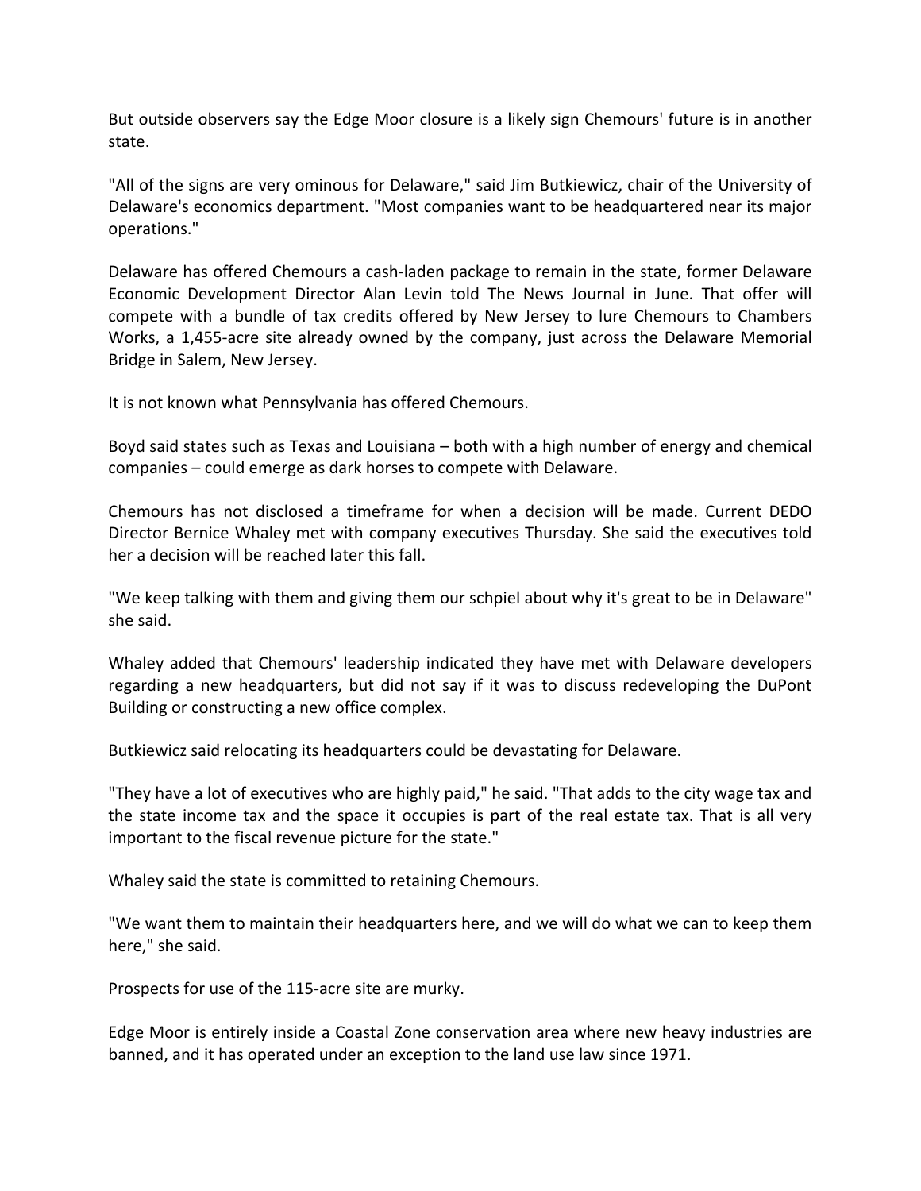But outside observers say the Edge Moor closure is a likely sign Chemours' future is in another state.

"All of the signs are very ominous for Delaware," said Jim Butkiewicz, chair of the University of Delaware's economics department. "Most companies want to be headquartered near its major operations."

Delaware has offered Chemours a cash-laden package to remain in the state, former Delaware Economic Development Director Alan Levin told The News Journal in June. That offer will compete with a bundle of tax credits offered by New Jersey to lure Chemours to Chambers Works, a 1,455-acre site already owned by the company, just across the Delaware Memorial Bridge in Salem, New Jersey.

It is not known what Pennsylvania has offered Chemours.

Boyd said states such as Texas and Louisiana – both with a high number of energy and chemical companies – could emerge as dark horses to compete with Delaware.

Chemours has not disclosed a timeframe for when a decision will be made. Current DEDO Director Bernice Whaley met with company executives Thursday. She said the executives told her a decision will be reached later this fall.

"We keep talking with them and giving them our schpiel about why it's great to be in Delaware" she said.

Whaley added that Chemours' leadership indicated they have met with Delaware developers regarding a new headquarters, but did not say if it was to discuss redeveloping the DuPont Building or constructing a new office complex.

Butkiewicz said relocating its headquarters could be devastating for Delaware.

"They have a lot of executives who are highly paid," he said. "That adds to the city wage tax and the state income tax and the space it occupies is part of the real estate tax. That is all very important to the fiscal revenue picture for the state."

Whaley said the state is committed to retaining Chemours.

"We want them to maintain their headquarters here, and we will do what we can to keep them here," she said.

Prospects for use of the 115-acre site are murky.

Edge Moor is entirely inside a Coastal Zone conservation area where new heavy industries are banned, and it has operated under an exception to the land use law since 1971.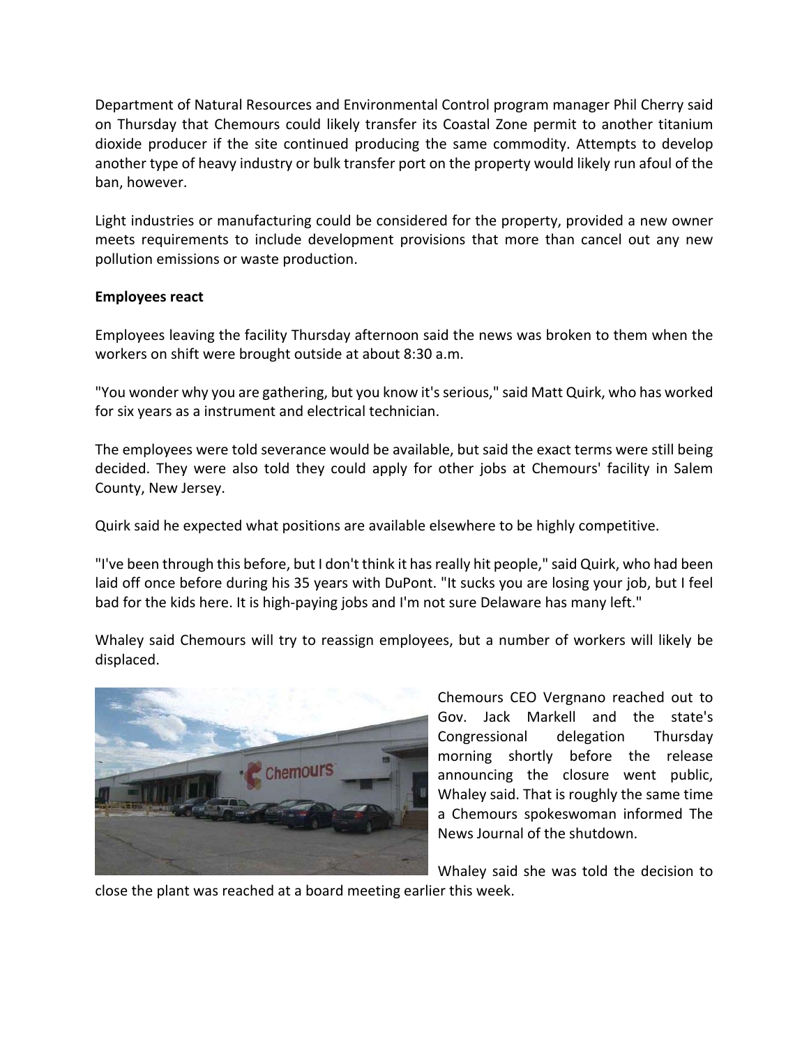Department of Natural Resources and Environmental Control program manager Phil Cherry said on Thursday that Chemours could likely transfer its Coastal Zone permit to another titanium dioxide producer if the site continued producing the same commodity. Attempts to develop another type of heavy industry or bulk transfer port on the property would likely run afoul of the ban, however.

Light industries or manufacturing could be considered for the property, provided a new owner meets requirements to include development provisions that more than cancel out any new pollution emissions or waste production.

**Employees react**

Employees leaving the facility Thursday afternoon said the news was broken to them when the workers on shift were brought outside at about 8:30 a.m.

"You wonder why you are gathering, but you know it's serious," said Matt Quirk, who has worked for six years as a instrument and electrical technician.

The employees were told severance would be available, but said the exact terms were still being decided. They were also told they could apply for other jobs at Chemours' facility in Salem County, New Jersey.

Quirk said he expected what positions are available elsewhere to be highly competitive.

"I've been through this before, but I don't think it has really hit people," said Quirk, who had been laid off once before during his 35 years with DuPont. "It sucks you are losing your job, but I feel bad for the kids here. It is high-paying jobs and I'm not sure Delaware has many left."

Whaley said Chemours will try to reassign employees, but a number of workers will likely be displaced.

Chemours CEO Vergnano reached out to Gov. Jack Markell and the state's Congressional delegation Thursday morning shortly before the release announcing the closure went public, Whaley said. That is roughly the same time a Chemours spokeswoman informed The News Journal of the shutdown.

Whaley said she was told the decision to close the plant was reached at a board meeting earlier this week.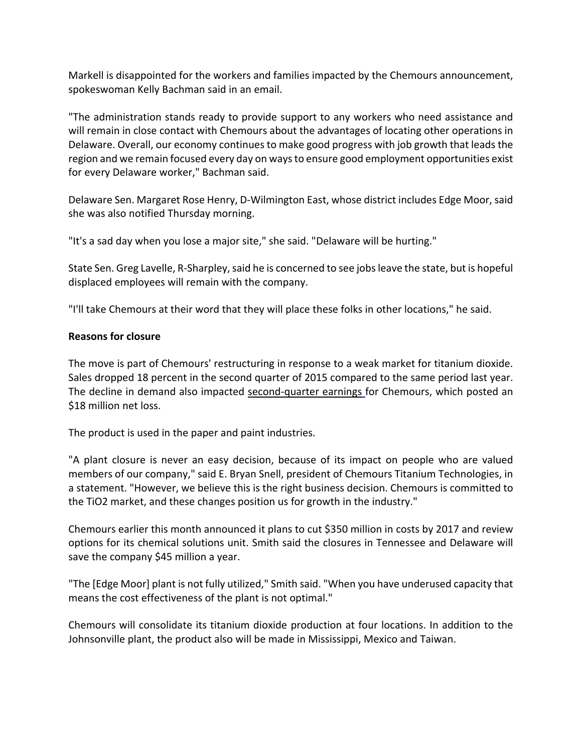Markell is disappointed for the workers and families impacted by the Chemours announcement, spokeswoman Kelly Bachman said in an email.

"The administration stands ready to provide support to any workers who need assistance and will remain in close contact with Chemours about the advantages of locating other operations in Delaware. Overall, our economy continues to make good progress with job growth that leads the region and we remain focused every day on ways to ensure good employment opportunities exist for every Delaware worker," Bachman said.

Delaware Sen. Margaret Rose Henry, D-Wilmington East, whose district includes Edge Moor, said she was also notified Thursday morning.

"It's a sad day when you lose a major site," she said. "Delaware will be hurting."

State Sen. Greg Lavelle, R-Sharpley, said he is concerned to see jobs leave the state, but is hopeful displaced employees will remain with the company.

"I'll take Chemours at their word that they will place these folks in other locations," he said.

**Reasons for closure**

The move is part of Chemours' restructuring in response to a weak market for titanium dioxide. Sales dropped 18 percent in the second quarter of 2015 compared to the same period last year. The decline in demand also impacted second-quarter earnings for Chemours, which posted an $18 million net loss.

The product is used in the paper and paint industries.

"A plant closure is never an easy decision, because of its impact on people who are valued members of our company," said E. Bryan Snell, president of Chemours Titanium Technologies, in a statement. "However, we believe this is the right business decision. Chemours is committed to the TiO2 market, and these changes position us for growth in the industry."

Chemours earlier this month announced it plans to cut $350 million in costs by 2017 and review options for its chemical solutions unit. Smith said the closures in Tennessee and Delaware will save the company $45 million a year.

"The [Edge Moor] plant is not fully utilized," Smith said. "When you have underused capacity that means the cost effectiveness of the plant is not optimal."

Chemours will consolidate its titanium dioxide production at four locations. In addition to the Johnsonville plant, the product also will be made in Mississippi, Mexico and Taiwan.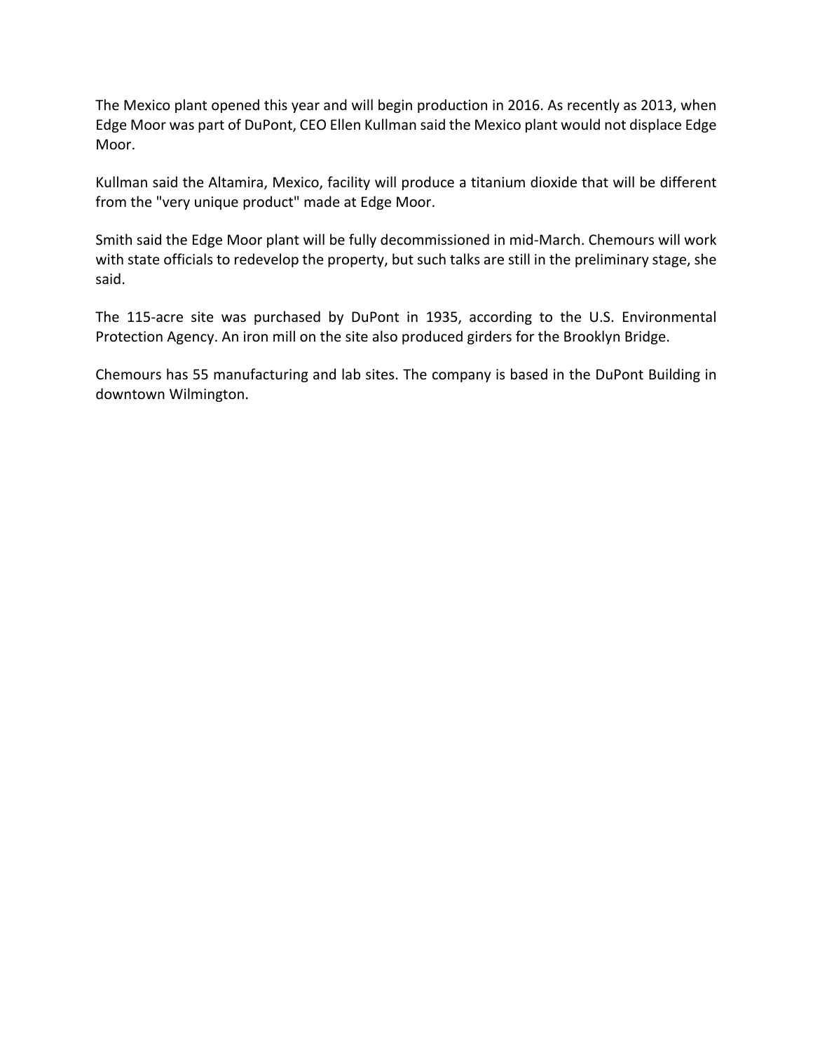The Mexico plant opened this year and will begin production in 2016. As recently as 2013, when Edge Moor was part of DuPont, CEO Ellen Kullman said the Mexico plant would not displace Edge Moor.

Kullman said the Altamira, Mexico, facility will produce a titanium dioxide that will be different from the "very unique product" made at Edge Moor.

Smith said the Edge Moor plant will be fully decommissioned in mid-March. Chemours will work with state officials to redevelop the property, but such talks are still in the preliminary stage, she said.

The 115-acre site was purchased by DuPont in 1935, according to the U.S. Environmental Protection Agency. An iron mill on the site also produced girders for the Brooklyn Bridge.

Chemours has 55 manufacturing and lab sites. The company is based in the DuPont Building in downtown Wilmington.